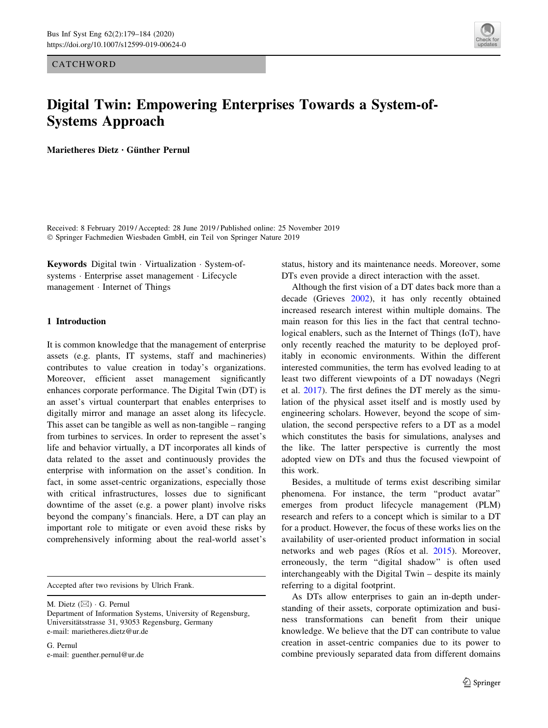CATCHWORD

# Digital Twin: Empowering Enterprises Towards a System-of-Systems Approach

**Marietheres Dietz · Günther Pernul**

Received: 8 February 2019 / Accepted: 28 June 2019 / Published online: 25 November 2019
© Springer Fachmedien Wiesbaden GmbH, ein Teil von Springer Nature 2019

**Keywords** Digital twin · Virtualization · System-of-systems · Enterprise asset management · Lifecycle management · Internet of Things

## 1 Introduction

It is common knowledge that the management of enterprise assets (e.g. plants, IT systems, staff and machineries) contributes to value creation in today's organizations. Moreover, efficient asset management significantly enhances corporate performance. The Digital Twin (DT) is an asset's virtual counterpart that enables enterprises to digitally mirror and manage an asset along its lifecycle. This asset can be tangible as well as non-tangible – ranging from turbines to services. In order to represent the asset's life and behavior virtually, a DT incorporates all kinds of data related to the asset and continuously provides the enterprise with information on the asset's condition. In fact, in some asset-centric organizations, especially those with critical infrastructures, losses due to significant downtime of the asset (e.g. a power plant) involve risks beyond the company's financials. Here, a DT can play an important role to mitigate or even avoid these risks by comprehensively informing about the real-world asset's status, history and its maintenance needs. Moreover, some DTs even provide a direct interaction with the asset.

Although the first vision of a DT dates back more than a decade (Grieves 2002), it has only recently obtained increased research interest within multiple domains. The main reason for this lies in the fact that central technological enablers, such as the Internet of Things (IoT), have only recently reached the maturity to be deployed profitably in economic environments. Within the different interested communities, the term has evolved leading to at least two different viewpoints of a DT nowadays (Negri et al. 2017). The first defines the DT merely as the simulation of the physical asset itself and is mostly used by engineering scholars. However, beyond the scope of simulation, the second perspective refers to a DT as a model which constitutes the basis for simulations, analyses and the like. The latter perspective is currently the most adopted view on DTs and thus the focused viewpoint of this work.

Besides, a multitude of terms exist describing similar phenomena. For instance, the term "product avatar" emerges from product lifecycle management (PLM) research and refers to a concept which is similar to a DT for a product. However, the focus of these works lies on the availability of user-oriented product information in social networks and web pages (Ríos et al. 2015). Moreover, erroneously, the term "digital shadow" is often used interchangeably with the Digital Twin – despite its mainly referring to a digital footprint.

As DTs allow enterprises to gain an in-depth understanding of their assets, corporate optimization and business transformations can benefit from their unique knowledge. We believe that the DT can contribute to value creation in asset-centric companies due to its power to combine previously separated data from different domains

---

Accepted after two revisions by Ulrich Frank.

M. Dietz (✉) · G. Pernul
Department of Information Systems, University of Regensburg, Universitätsstrasse 31, 93053 Regensburg, Germany
e-mail: marietheres.dietz@ur.de

G. Pernul
e-mail: guenther.pernul@ur.de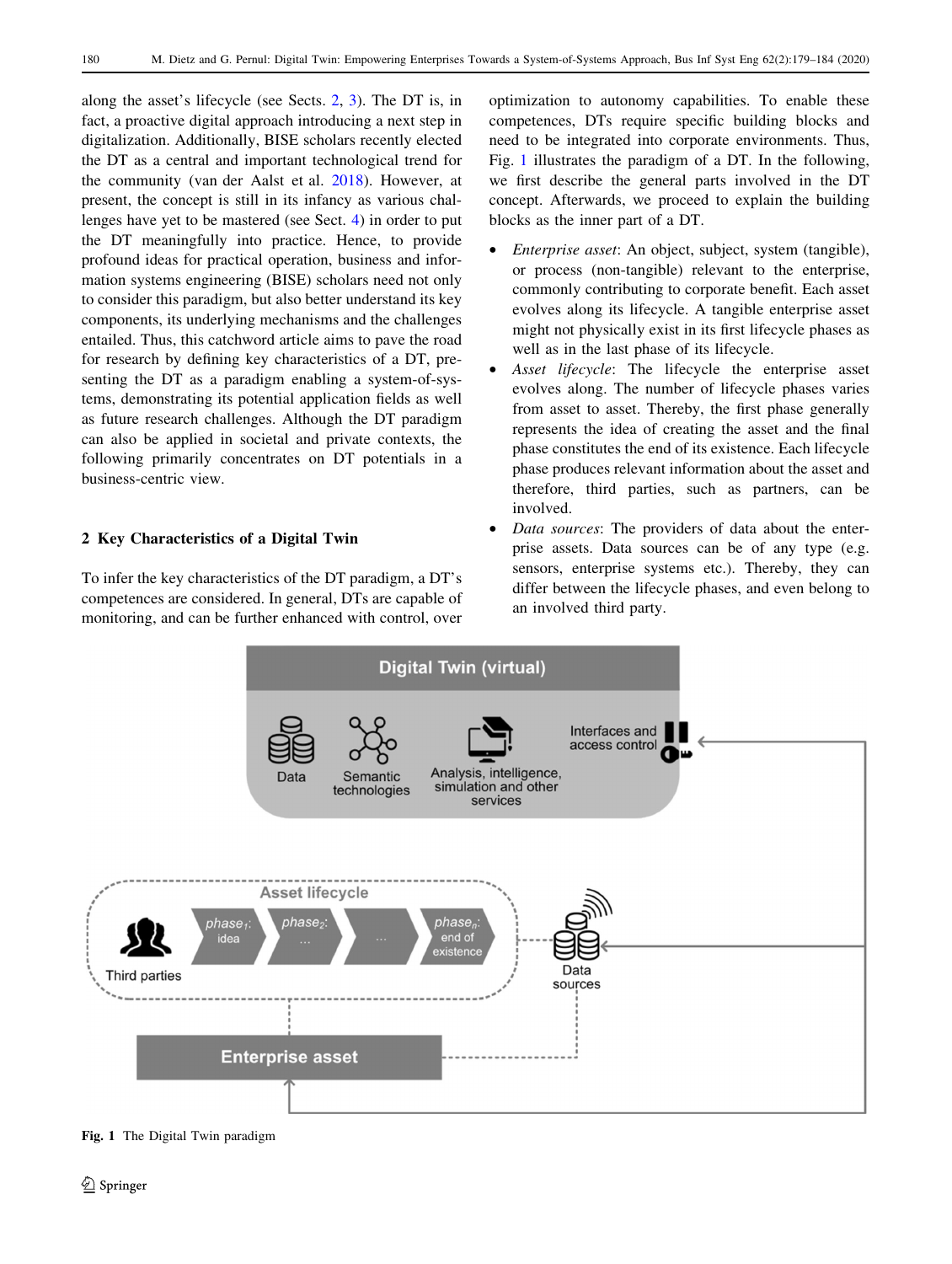along the asset's lifecycle (see Sects. 2, 3). The DT is, in fact, a proactive digital approach introducing a next step in digitalization. Additionally, BISE scholars recently elected the DT as a central and important technological trend for the community (van der Aalst et al. 2018). However, at present, the concept is still in its infancy as various challenges have yet to be mastered (see Sect. 4) in order to put the DT meaningfully into practice. Hence, to provide profound ideas for practical operation, business and information systems engineering (BISE) scholars need not only to consider this paradigm, but also better understand its key components, its underlying mechanisms and the challenges entailed. Thus, this catchword article aims to pave the road for research by defining key characteristics of a DT, presenting the DT as a paradigm enabling a system-of-systems, demonstrating its potential application fields as well as future research challenges. Although the DT paradigm can also be applied in societal and private contexts, the following primarily concentrates on DT potentials in a business-centric view.

## 2 Key Characteristics of a Digital Twin

To infer the key characteristics of the DT paradigm, a DT's competences are considered. In general, DTs are capable of monitoring, and can be further enhanced with control, over optimization to autonomy capabilities. To enable these competences, DTs require specific building blocks and need to be integrated into corporate environments. Thus, Fig. 1 illustrates the paradigm of a DT. In the following, we first describe the general parts involved in the DT concept. Afterwards, we proceed to explain the building blocks as the inner part of a DT.

- *Enterprise asset*: An object, subject, system (tangible), or process (non-tangible) relevant to the enterprise, commonly contributing to corporate benefit. Each asset evolves along its lifecycle. A tangible enterprise asset might not physically exist in its first lifecycle phases as well as in the last phase of its lifecycle.
- *Asset lifecycle*: The lifecycle the enterprise asset evolves along. The number of lifecycle phases varies from asset to asset. Thereby, the first phase generally represents the idea of creating the asset and the final phase constitutes the end of its existence. Each lifecycle phase produces relevant information about the asset and therefore, third parties, such as partners, can be involved.
- *Data sources*: The providers of data about the enterprise assets. Data sources can be of any type (e.g. sensors, enterprise systems etc.). Thereby, they can differ between the lifecycle phases, and even belong to an involved third party.

Digital Twin (virtual)
Data
Semantic technologies
Analysis, intelligence, simulation and other services
Interfaces and access control
Asset lifecycle
Third parties
$phase_1$: idea
$phase_2$: ...
...
$phase_n$: end of existence
Data sources
Enterprise asset

**Fig. 1** The Digital Twin paradigm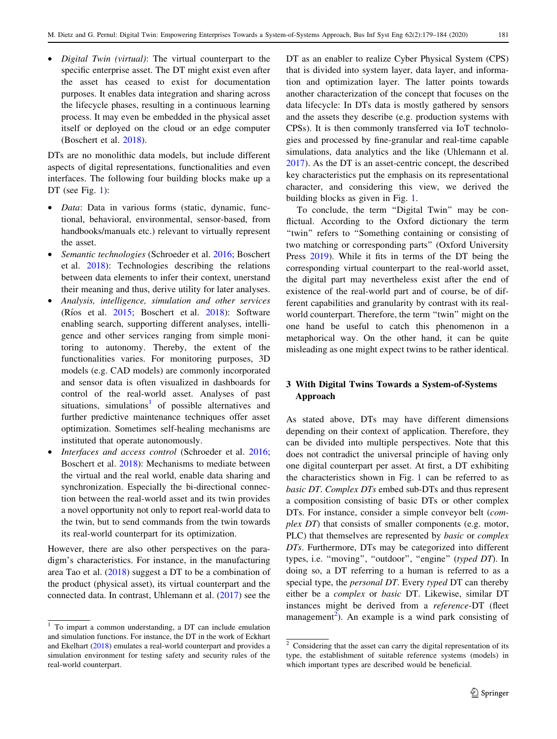- *Digital Twin (virtual)*: The virtual counterpart to the specific enterprise asset. The DT might exist even after the asset has ceased to exist for documentation purposes. It enables data integration and sharing across the lifecycle phases, resulting in a continuous learning process. It may even be embedded in the physical asset itself or deployed on the cloud or an edge computer (Boschert et al. 2018).

DTs are no monolithic data models, but include different aspects of digital representations, functionalities and even interfaces. The following four building blocks make up a DT (see Fig. 1):

- *Data*: Data in various forms (static, dynamic, functional, behavioral, environmental, sensor-based, from handbooks/manuals etc.) relevant to virtually represent the asset.
- *Semantic technologies* (Schroeder et al. 2016; Boschert et al. 2018): Technologies describing the relations between data elements to infer their context, unerstand their meaning and thus, derive utility for later analyses.
- *Analysis, intelligence, simulation and other services* (Ríos et al. 2015; Boschert et al. 2018): Software enabling search, supporting different analyses, intelligence and other services ranging from simple monitoring to autonomy. Thereby, the extent of the functionalities varies. For monitoring purposes, 3D models (e.g. CAD models) are commonly incorporated and sensor data is often visualized in dashboards for control of the real-world asset. Analyses of past situations, simulations[1] of possible alternatives and further predictive maintenance techniques offer asset optimization. Sometimes self-healing mechanisms are instituted that operate autonomously.
- *Interfaces and access control* (Schroeder et al. 2016; Boschert et al. 2018): Mechanisms to mediate between the virtual and the real world, enable data sharing and synchronization. Especially the bi-directional connection between the real-world asset and its twin provides a novel opportunity not only to report real-world data to the twin, but to send commands from the twin towards its real-world counterpart for its optimization.

However, there are also other perspectives on the paradigm's characteristics. For instance, in the manufacturing area Tao et al. (2018) suggest a DT to be a combination of the product (physical asset), its virtual counterpart and the connected data. In contrast, Uhlemann et al. (2017) see the DT as an enabler to realize Cyber Physical System (CPS) that is divided into system layer, data layer, and information and optimization layer. The latter points towards another characterization of the concept that focuses on the data lifecycle: In DTs data is mostly gathered by sensors and the assets they describe (e.g. production systems with CPSs). It is then commonly transferred via IoT technologies and processed by fine-granular and real-time capable simulations, data analytics and the like (Uhlemann et al. 2017). As the DT is an asset-centric concept, the described key characteristics put the emphasis on its representational character, and considering this view, we derived the building blocks as given in Fig. 1.

To conclude, the term "Digital Twin" may be conflictual. According to the Oxford dictionary the term "twin" refers to "Something containing or consisting of two matching or corresponding parts" (Oxford University Press 2019). While it fits in terms of the DT being the corresponding virtual counterpart to the real-world asset, the digital part may nevertheless exist after the end of existence of the real-world part and of course, be of different capabilities and granularity by contrast with its real-world counterpart. Therefore, the term "twin" might on the one hand be useful to catch this phenomenon in a metaphorical way. On the other hand, it can be quite misleading as one might expect twins to be rather identical.

## 3 With Digital Twins Towards a System-of-Systems Approach

As stated above, DTs may have different dimensions depending on their context of application. Therefore, they can be divided into multiple perspectives. Note that this does not contradict the universal principle of having only one digital counterpart per asset. At first, a DT exhibiting the characteristics shown in Fig. 1 can be referred to as *basic DT*. *Complex DTs* embed sub-DTs and thus represent a composition consisting of basic DTs or other complex DTs. For instance, consider a simple conveyor belt (*complex DT*) that consists of smaller components (e.g. motor, PLC) that themselves are represented by *basic* or *complex DTs*. Furthermore, DTs may be categorized into different types, i.e. "moving", "outdoor", "engine" (*typed DT*). In doing so, a DT referring to a human is referred to as a special type, the *personal DT*. Every *typed* DT can thereby either be a *complex* or *basic* DT. Likewise, similar DT instances might be derived from a *reference*-DT (fleet management[2]). An example is a wind park consisting of

[1] To impart a common understanding, a DT can include emulation and simulation functions. For instance, the DT in the work of Eckhart and Ekelhart (2018) emulates a real-world counterpart and provides a simulation environment for testing safety and security rules of the real-world counterpart.

[2] Considering that the asset can carry the digital representation of its type, the establishment of suitable reference systems (models) in which important types are described would be beneficial.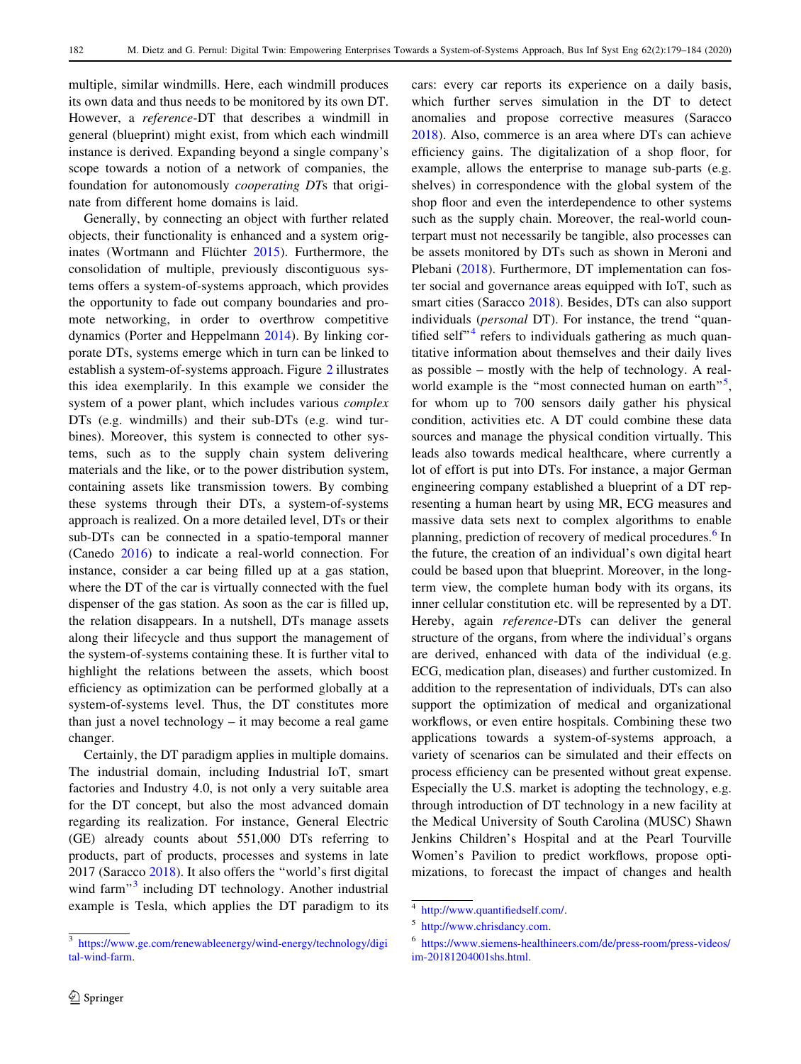multiple, similar windmills. Here, each windmill produces its own data and thus needs to be monitored by its own DT. However, a *reference*-DT that describes a windmill in general (blueprint) might exist, from which each windmill instance is derived. Expanding beyond a single company's scope towards a notion of a network of companies, the foundation for autonomously *cooperating DTs* that originate from different home domains is laid.

Generally, by connecting an object with further related objects, their functionality is enhanced and a system originates (Wortmann and Flüchter 2015). Furthermore, the consolidation of multiple, previously discontiguous systems offers a system-of-systems approach, which provides the opportunity to fade out company boundaries and promote networking, in order to overthrow competitive dynamics (Porter and Heppelmann 2014). By linking corporate DTs, systems emerge which in turn can be linked to establish a system-of-systems approach. Figure 2 illustrates this idea exemplarily. In this example we consider the system of a power plant, which includes various *complex* DTs (e.g. windmills) and their sub-DTs (e.g. wind turbines). Moreover, this system is connected to other systems, such as to the supply chain system delivering materials and the like, or to the power distribution system, containing assets like transmission towers. By combing these systems through their DTs, a system-of-systems approach is realized. On a more detailed level, DTs or their sub-DTs can be connected in a spatio-temporal manner (Canedo 2016) to indicate a real-world connection. For instance, consider a car being filled up at a gas station, where the DT of the car is virtually connected with the fuel dispenser of the gas station. As soon as the car is filled up, the relation disappears. In a nutshell, DTs manage assets along their lifecycle and thus support the management of the system-of-systems containing these. It is further vital to highlight the relations between the assets, which boost efficiency as optimization can be performed globally at a system-of-systems level. Thus, the DT constitutes more than just a novel technology – it may become a real game changer.

Certainly, the DT paradigm applies in multiple domains. The industrial domain, including Industrial IoT, smart factories and Industry 4.0, is not only a very suitable area for the DT concept, but also the most advanced domain regarding its realization. For instance, General Electric (GE) already counts about 551,000 DTs referring to products, part of products, processes and systems in late 2017 (Saracco 2018). It also offers the "world's first digital wind farm"[3] including DT technology. Another industrial example is Tesla, which applies the DT paradigm to its cars: every car reports its experience on a daily basis, which further serves simulation in the DT to detect anomalies and propose corrective measures (Saracco 2018). Also, commerce is an area where DTs can achieve efficiency gains. The digitalization of a shop floor, for example, allows the enterprise to manage sub-parts (e.g. shelves) in correspondence with the global system of the shop floor and even the interdependence to other systems such as the supply chain. Moreover, the real-world counterpart must not necessarily be tangible, also processes can be assets monitored by DTs such as shown in Meroni and Plebani (2018). Furthermore, DT implementation can foster social and governance areas equipped with IoT, such as smart cities (Saracco 2018). Besides, DTs can also support individuals (*personal* DT). For instance, the trend "quantified self"[4] refers to individuals gathering as much quantitative information about themselves and their daily lives as possible – mostly with the help of technology. A real-world example is the "most connected human on earth"[5], for whom up to 700 sensors daily gather his physical condition, activities etc. A DT could combine these data sources and manage the physical condition virtually. This leads also towards medical healthcare, where currently a lot of effort is put into DTs. For instance, a major German engineering company established a blueprint of a DT representing a human heart by using MR, ECG measures and massive data sets next to complex algorithms to enable planning, prediction of recovery of medical procedures.[6] In the future, the creation of an individual's own digital heart could be based upon that blueprint. Moreover, in the long-term view, the complete human body with its organs, its inner cellular constitution etc. will be represented by a DT. Hereby, again *reference*-DTs can deliver the general structure of the organs, from where the individual's organs are derived, enhanced with data of the individual (e.g. ECG, medication plan, diseases) and further customized. In addition to the representation of individuals, DTs can also support the optimization of medical and organizational workflows, or even entire hospitals. Combining these two applications towards a system-of-systems approach, a variety of scenarios can be simulated and their effects on process efficiency can be presented without great expense. Especially the U.S. market is adopting the technology, e.g. through introduction of DT technology in a new facility at the Medical University of South Carolina (MUSC) Shawn Jenkins Children's Hospital and at the Pearl Tourville Women's Pavilion to predict workflows, propose optimizations, to forecast the impact of changes and health

---

[3] https://www.ge.com/renewableenergy/wind-energy/technology/digital-wind-farm.

[4] http://www.quantifiedself.com/.

[5] http://www.chrisdancy.com.

[6] https://www.siemens-healthineers.com/de/press-room/press-videos/im-20181204001shs.html.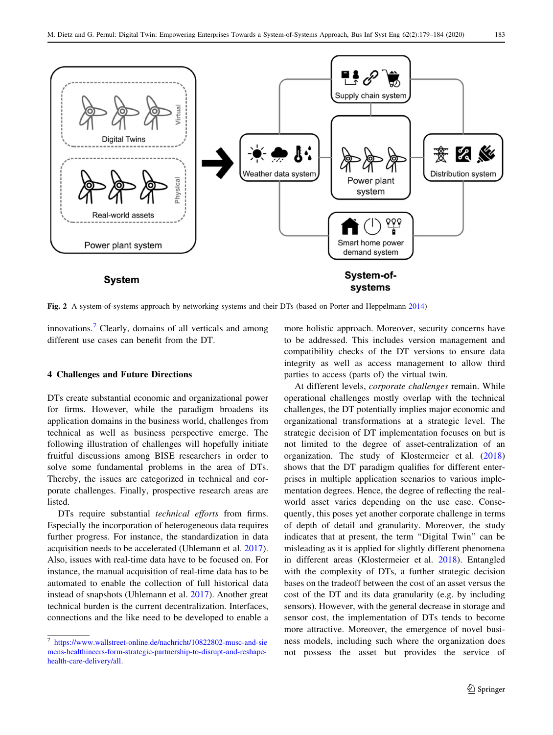System

Digital Twins

Virtual

Real-world assets

Physical

Power plant system

System-of-systems

Supply chain system

Weather data system

Power plant system

Distribution system

Smart home power demand system

**Fig. 2** A system-of-systems approach by networking systems and their DTs (based on Porter and Heppelmann 2014)

innovations.[7] Clearly, domains of all verticals and among different use cases can benefit from the DT.

## 4 Challenges and Future Directions

DTs create substantial economic and organizational power for firms. However, while the paradigm broadens its application domains in the business world, challenges from technical as well as business perspective emerge. The following illustration of challenges will hopefully initiate fruitful discussions among BISE researchers in order to solve some fundamental problems in the area of DTs. Thereby, the issues are categorized in technical and corporate challenges. Finally, prospective research areas are listed.

DTs require substantial *technical efforts* from firms. Especially the incorporation of heterogeneous data requires further progress. For instance, the standardization in data acquisition needs to be accelerated (Uhlemann et al. 2017). Also, issues with real-time data have to be focused on. For instance, the manual acquisition of real-time data has to be automated to enable the collection of full historical data instead of snapshots (Uhlemann et al. 2017). Another great technical burden is the current decentralization. Interfaces, connections and the like need to be developed to enable a more holistic approach. Moreover, security concerns have to be addressed. This includes version management and compatibility checks of the DT versions to ensure data integrity as well as access management to allow third parties to access (parts of) the virtual twin.

At different levels, *corporate challenges* remain. While operational challenges mostly overlap with the technical challenges, the DT potentially implies major economic and organizational transformations at a strategic level. The strategic decision of DT implementation focuses on but is not limited to the degree of asset-centralization of an organization. The study of Klostermeier et al. (2018) shows that the DT paradigm qualifies for different enterprises in multiple application scenarios to various implementation degrees. Hence, the degree of reflecting the real-world asset varies depending on the use case. Consequently, this poses yet another corporate challenge in terms of depth of detail and granularity. Moreover, the study indicates that at present, the term "Digital Twin" can be misleading as it is applied for slightly different phenomena in different areas (Klostermeier et al. 2018). Entangled with the complexity of DTs, a further strategic decision bases on the tradeoff between the cost of an asset versus the cost of the DT and its data granularity (e.g. by including sensors). However, with the general decrease in storage and sensor cost, the implementation of DTs tends to become more attractive. Moreover, the emergence of novel business models, including such where the organization does not possess the asset but provides the service of

[7] https://www.wallstreet-online.de/nachricht/10822802-musc-and-siemens-healthineers-form-strategic-partnership-to-disrupt-and-reshape-health-care-delivery/all.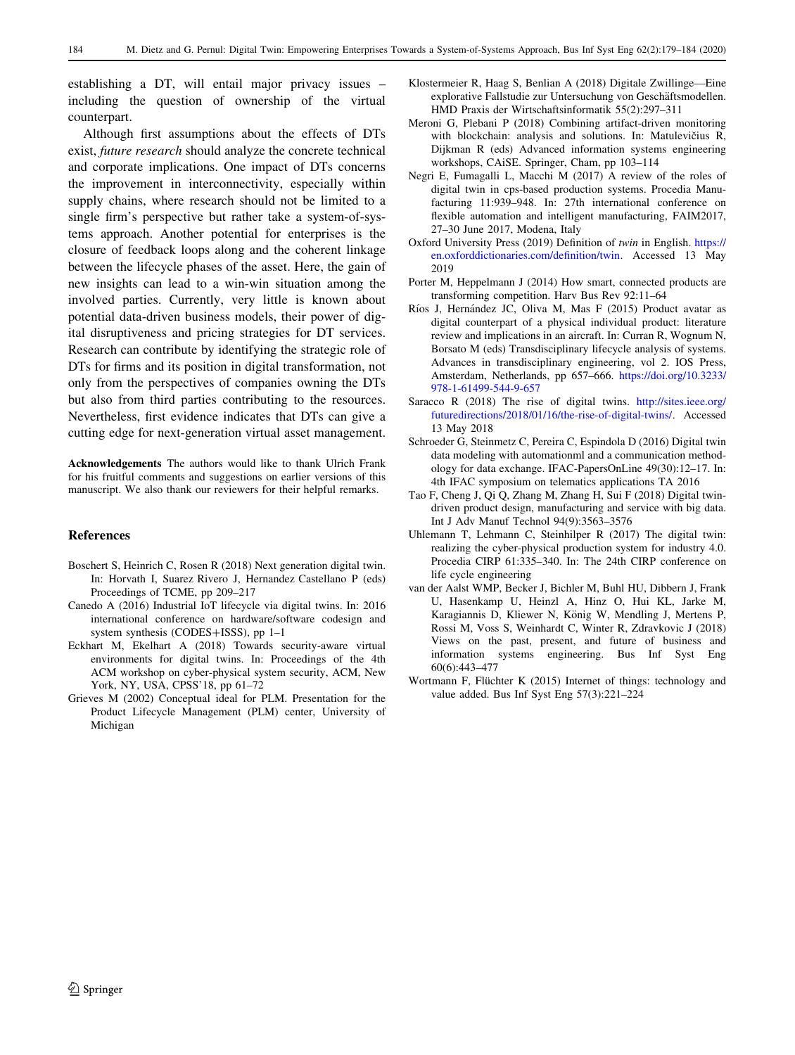establishing a DT, will entail major privacy issues – including the question of ownership of the virtual counterpart.

Although first assumptions about the effects of DTs exist, *future research* should analyze the concrete technical and corporate implications. One impact of DTs concerns the improvement in interconnectivity, especially within supply chains, where research should not be limited to a single firm's perspective but rather take a system-of-systems approach. Another potential for enterprises is the closure of feedback loops along and the coherent linkage between the lifecycle phases of the asset. Here, the gain of new insights can lead to a win-win situation among the involved parties. Currently, very little is known about potential data-driven business models, their power of digital disruptiveness and pricing strategies for DT services. Research can contribute by identifying the strategic role of DTs for firms and its position in digital transformation, not only from the perspectives of companies owning the DTs but also from third parties contributing to the resources. Nevertheless, first evidence indicates that DTs can give a cutting edge for next-generation virtual asset management.

**Acknowledgements** The authors would like to thank Ulrich Frank for his fruitful comments and suggestions on earlier versions of this manuscript. We also thank our reviewers for their helpful remarks.

## References

Boschert S, Heinrich C, Rosen R (2018) Next generation digital twin. In: Horvath I, Suarez Rivero J, Hernandez Castellano P (eds) Proceedings of TCME, pp 209–217

Canedo A (2016) Industrial IoT lifecycle via digital twins. In: 2016 international conference on hardware/software codesign and system synthesis (CODES+ISSS), pp 1–1

Eckhart M, Ekelhart A (2018) Towards security-aware virtual environments for digital twins. In: Proceedings of the 4th ACM workshop on cyber-physical system security, ACM, New York, NY, USA, CPSS'18, pp 61–72

Grieves M (2002) Conceptual ideal for PLM. Presentation for the Product Lifecycle Management (PLM) center, University of Michigan

Klostermeier R, Haag S, Benlian A (2018) Digitale Zwillinge—Eine explorative Fallstudie zur Untersuchung von Geschäftsmodellen. HMD Praxis der Wirtschaftsinformatik 55(2):297–311

Meroni G, Plebani P (2018) Combining artifact-driven monitoring with blockchain: analysis and solutions. In: Matulevičius R, Dijkman R (eds) Advanced information systems engineering workshops, CAiSE. Springer, Cham, pp 103–114

Negri E, Fumagalli L, Macchi M (2017) A review of the roles of digital twin in cps-based production systems. Procedia Manufacturing 11:939–948. In: 27th international conference on flexible automation and intelligent manufacturing, FAIM2017, 27–30 June 2017, Modena, Italy

Oxford University Press (2019) Definition of *twin* in English. https://en.oxforddictionaries.com/definition/twin. Accessed 13 May 2019

Porter M, Heppelmann J (2014) How smart, connected products are transforming competition. Harv Bus Rev 92:11–64

Ríos J, Hernández JC, Oliva M, Mas F (2015) Product avatar as digital counterpart of a physical individual product: literature review and implications in an aircraft. In: Curran R, Wognum N, Borsato M (eds) Transdisciplinary lifecycle analysis of systems. Advances in transdisciplinary engineering, vol 2. IOS Press, Amsterdam, Netherlands, pp 657–666. https://doi.org/10.3233/978-1-61499-544-9-657

Saracco R (2018) The rise of digital twins. http://sites.ieee.org/futuredirections/2018/01/16/the-rise-of-digital-twins/. Accessed 13 May 2018

Schroeder G, Steinmetz C, Pereira C, Espindola D (2016) Digital twin data modeling with automationml and a communication methodology for data exchange. IFAC-PapersOnLine 49(30):12–17. In: 4th IFAC symposium on telematics applications TA 2016

Tao F, Cheng J, Qi Q, Zhang M, Zhang H, Sui F (2018) Digital twin-driven product design, manufacturing and service with big data. Int J Adv Manuf Technol 94(9):3563–3576

Uhlemann T, Lehmann C, Steinhilper R (2017) The digital twin: realizing the cyber-physical production system for industry 4.0. Procedia CIRP 61:335–340. In: The 24th CIRP conference on life cycle engineering

van der Aalst WMP, Becker J, Bichler M, Buhl HU, Dibbern J, Frank U, Hasenkamp U, Heinzl A, Hinz O, Hui KL, Jarke M, Karagiannis D, Kliewer N, König W, Mendling J, Mertens P, Rossi M, Voss S, Weinhardt C, Winter R, Zdravkovic J (2018) Views on the past, present, and future of business and information systems engineering. Bus Inf Syst Eng 60(6):443–477

Wortmann F, Flüchter K (2015) Internet of things: technology and value added. Bus Inf Syst Eng 57(3):221–224